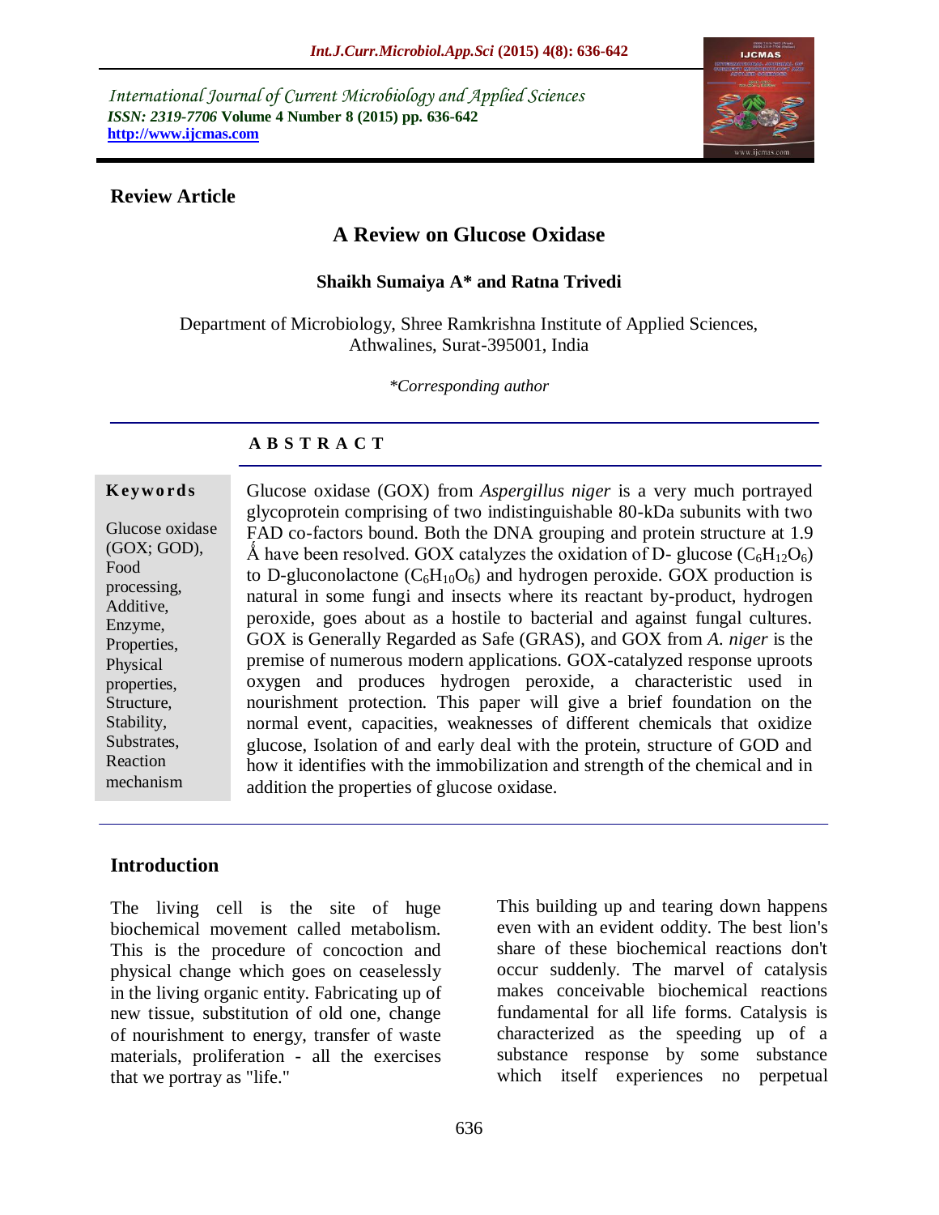International Journal of Current Microbiology and Applied Sciences
*ISSN: 2319-7706* **Volume 4 Number 8 (2015) pp. 636-642**
**http://www.ijcmas.com**

**Review Article**

# A Review on Glucose Oxidase

**Shaikh Sumaiya A\* and Ratna Trivedi**

Department of Microbiology, Shree Ramkrishna Institute of Applied Sciences, Athwalines, Surat-395001, India

*\*Corresponding author*

## A B S T R A C T

**Keywords**

Glucose oxidase (GOX; GOD), Food processing, Additive, Enzyme, Properties, Physical properties, Structure, Stability, Substrates, Reaction mechanism

Glucose oxidase (GOX) from *Aspergillus niger* is a very much portrayed glycoprotein comprising of two indistinguishable 80-kDa subunits with two FAD co-factors bound. Both the DNA grouping and protein structure at 1.9 Å have been resolved. GOX catalyzes the oxidation of D- glucose ($C_6H_{12}O_6$) to D-gluconolactone ($C_6H_{10}O_6$) and hydrogen peroxide. GOX production is natural in some fungi and insects where its reactant by-product, hydrogen peroxide, goes about as a hostile to bacterial and against fungal cultures. GOX is Generally Regarded as Safe (GRAS), and GOX from *A. niger* is the premise of numerous modern applications. GOX-catalyzed response uproots oxygen and produces hydrogen peroxide, a characteristic used in nourishment protection. This paper will give a brief foundation on the normal event, capacities, weaknesses of different chemicals that oxidize glucose, Isolation of and early deal with the protein, structure of GOD and how it identifies with the immobilization and strength of the chemical and in addition the properties of glucose oxidase.

## Introduction

The living cell is the site of huge biochemical movement called metabolism. This is the procedure of concoction and physical change which goes on ceaselessly in the living organic entity. Fabricating up of new tissue, substitution of old one, change of nourishment to energy, transfer of waste materials, proliferation - all the exercises that we portray as "life."

This building up and tearing down happens even with an evident oddity. The best lion's share of these biochemical reactions don't occur suddenly. The marvel of catalysis makes conceivable biochemical reactions fundamental for all life forms. Catalysis is characterized as the speeding up of a substance response by some substance which itself experiences no perpetual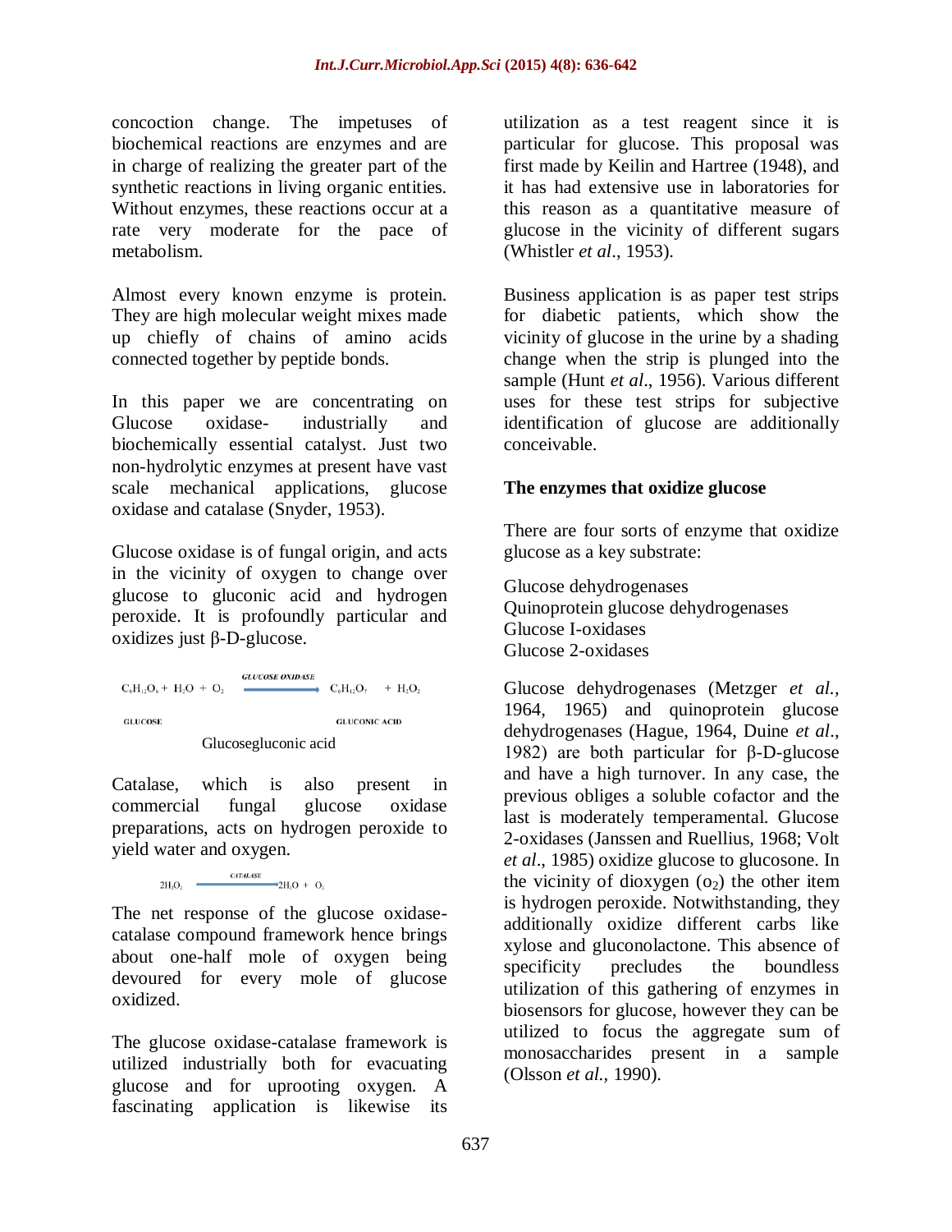concoction change. The impetuses of biochemical reactions are enzymes and are in charge of realizing the greater part of the synthetic reactions in living organic entities. Without enzymes, these reactions occur at a rate very moderate for the pace of metabolism.

Almost every known enzyme is protein. They are high molecular weight mixes made up chiefly of chains of amino acids connected together by peptide bonds.

In this paper we are concentrating on Glucose oxidase- industrially and biochemically essential catalyst. Just two non-hydrolytic enzymes at present have vast scale mechanical applications, glucose oxidase and catalase (Snyder, 1953).

Glucose oxidase is of fungal origin, and acts in the vicinity of oxygen to change over glucose to gluconic acid and hydrogen peroxide. It is profoundly particular and oxidizes just β-D-glucose.

$$\underset{\text{GLUCOSE}}{C_6H_{12}O_6} + H_2O + O_2 \xrightarrow{\text{GLUCOSE OXIDASE}} \underset{\text{GLUCONIC ACID}}{C_6H_{12}O_7} + H_2O_2$$

Glucosegluconic acid

Catalase, which is also present in commercial fungal glucose oxidase preparations, acts on hydrogen peroxide to yield water and oxygen.

$$2H_2O_2 \xrightarrow{\text{CATALASE}} 2H_2O + O_2$$

The net response of the glucose oxidase-catalase compound framework hence brings about one-half mole of oxygen being devoured for every mole of glucose oxidized.

The glucose oxidase-catalase framework is utilized industrially both for evacuating glucose and for uprooting oxygen. A fascinating application is likewise its utilization as a test reagent since it is particular for glucose. This proposal was first made by Keilin and Hartree (1948), and it has had extensive use in laboratories for this reason as a quantitative measure of glucose in the vicinity of different sugars (Whistler *et al*., 1953).

Business application is as paper test strips for diabetic patients, which show the vicinity of glucose in the urine by a shading change when the strip is plunged into the sample (Hunt *et al*., 1956). Various different uses for these test strips for subjective identification of glucose are additionally conceivable.

### The enzymes that oxidize glucose

There are four sorts of enzyme that oxidize glucose as a key substrate:

Glucose dehydrogenases
Quinoprotein glucose dehydrogenases
Glucose I-oxidases
Glucose 2-oxidases

Glucose dehydrogenases (Metzger *et al.,* 1964, 1965) and quinoprotein glucose dehydrogenases (Hague, 1964, Duine *et al*., 1982) are both particular for β-D-glucose and have a high turnover. In any case, the previous obliges a soluble cofactor and the last is moderately temperamental. Glucose 2-oxidases (Janssen and Ruellius, 1968; Volt *et al*., 1985) oxidize glucose to glucosone. In the vicinity of dioxygen ($o_2$) the other item is hydrogen peroxide. Notwithstanding, they additionally oxidize different carbs like xylose and gluconolactone. This absence of specificity precludes the boundless utilization of this gathering of enzymes in biosensors for glucose, however they can be utilized to focus the aggregate sum of monosaccharides present in a sample (Olsson *et al.,* 1990).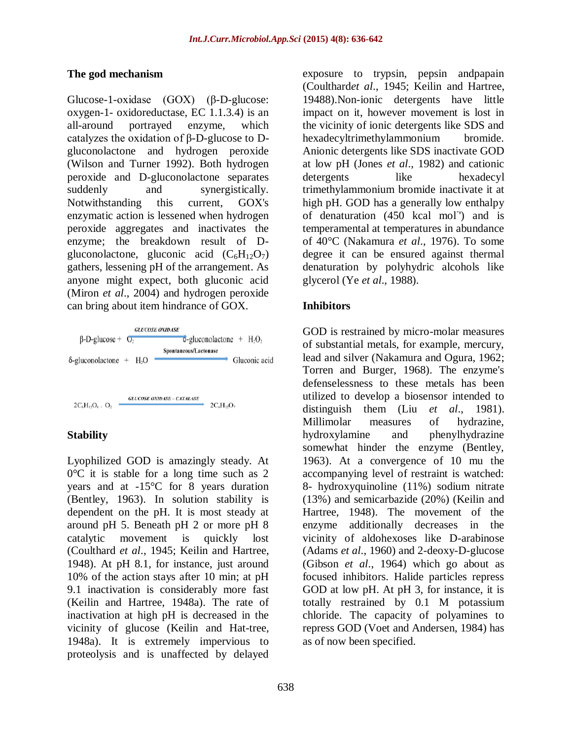## The god mechanism

Glucose-1-oxidase (GOX) (β-D-glucose: oxygen-1- oxidoreductase, EC 1.1.3.4) is an all-around portrayed enzyme, which catalyzes the oxidation of β-D-glucose to D-gluconolactone and hydrogen peroxide (Wilson and Turner 1992). Both hydrogen peroxide and D-gluconolactone separates suddenly and synergistically. Notwithstanding this current, GOX's enzymatic action is lessened when hydrogen peroxide aggregates and inactivates the enzyme; the breakdown result of D-gluconolactone, gluconic acid ($C_6H_{12}O_7$) gathers, lessening pH of the arrangement. As anyone might expect, both gluconic acid (Miron *et al*., 2004) and hydrogen peroxide can bring about item hindrance of GOX.

$$\beta\text{-D-glucose} + O_2 \xrightarrow{\text{GLUCOSE OXIDASE}} \delta\text{-gluconolactone} + H_2O_2$$

$$\delta\text{-gluconolactone} + H_2O \xrightarrow{\text{Spontaneous/Lactonase}} \text{Gluconic acid}$$

$$2C_6H_{12}O_6 + O_2 \xrightarrow{\text{GLUCOSE OXIDASE – CATALASE}} 2C_6H_{12}O_7$$

## Stability

Lyophilized GOD is amazingly steady. At 0°C it is stable for a long time such as 2 years and at -15°C for 8 years duration (Bentley, 1963). In solution stability is dependent on the pH. It is most steady at around pH 5. Beneath pH 2 or more pH 8 catalytic movement is quickly lost (Coulthard *et al*., 1945; Keilin and Hartree, 1948). At pH 8.1, for instance, just around 10% of the action stays after 10 min; at pH 9.1 inactivation is considerably more fast (Keilin and Hartree, 1948a). The rate of inactivation at high pH is decreased in the vicinity of glucose (Keilin and Hat-tree, 1948a). It is extremely impervious to proteolysis and is unaffected by delayed exposure to trypsin, pepsin andpapain (Coulthard*et al*., 1945; Keilin and Hartree, 19488).Non-ionic detergents have little impact on it, however movement is lost in the vicinity of ionic detergents like SDS and hexadecyltrimethylammonium bromide. Anionic detergents like SDS inactivate GOD at low pH (Jones *et al*., 1982) and cationic detergents like hexadecyl trimethylammonium bromide inactivate it at high pH. GOD has a generally low enthalpy of denaturation (450 kcal mol$^{-}$) and is temperamental at temperatures in abundance of 40°C (Nakamura *et al*., 1976). To some degree it can be ensured against thermal denaturation by polyhydric alcohols like glycerol (Ye *et al*., 1988).

## Inhibitors

GOD is restrained by micro-molar measures of substantial metals, for example, mercury, lead and silver (Nakamura and Ogura, 1962; Torren and Burger, 1968). The enzyme's defenselessness to these metals has been utilized to develop a biosensor intended to distinguish them (Liu *et al*., 1981). Millimolar measures of hydrazine, hydroxylamine and phenylhydrazine somewhat hinder the enzyme (Bentley, 1963). At a convergence of 10 mu the accompanying level of restraint is watched: 8- hydroxyquinoline (11%) sodium nitrate (13%) and semicarbazide (20%) (Keilin and Hartree, 1948). The movement of the enzyme additionally decreases in the vicinity of aldohexoses like D-arabinose (Adams *et al*., 1960) and 2-deoxy-D-glucose (Gibson *et al*., 1964) which go about as focused inhibitors. Halide particles repress GOD at low pH. At pH 3, for instance, it is totally restrained by 0.1 M potassium chloride. The capacity of polyamines to repress GOD (Voet and Andersen, 1984) has as of now been specified.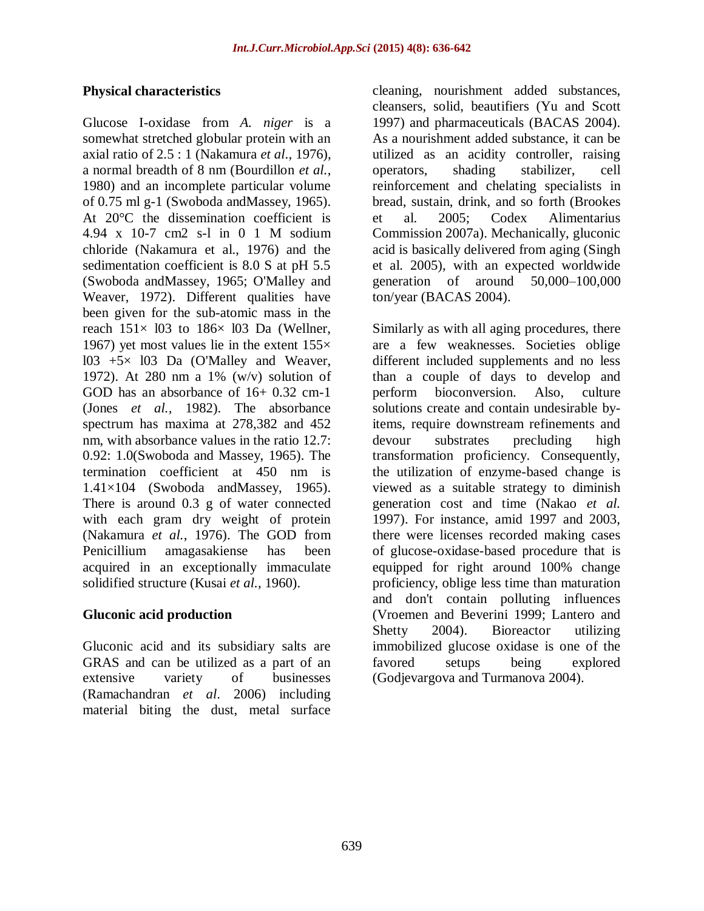### Physical characteristics

Glucose I-oxidase from *A. niger* is a somewhat stretched globular protein with an axial ratio of 2.5 : 1 (Nakamura *et al*., 1976), a normal breadth of 8 nm (Bourdillon *et al.*, 1980) and an incomplete particular volume of 0.75 ml g-1 (Swoboda andMassey, 1965). At 20°C the dissemination coefficient is 4.94 x 10-7 cm2 s-l in 0 1 M sodium chloride (Nakamura et al., 1976) and the sedimentation coefficient is 8.0 S at pH 5.5 (Swoboda andMassey, 1965; O'Malley and Weaver, 1972). Different qualities have been given for the sub-atomic mass in the reach 151× l03 to 186× l03 Da (Wellner, 1967) yet most values lie in the extent 155× l03 +5× l03 Da (O'Malley and Weaver, 1972). At 280 nm a 1% (w/v) solution of GOD has an absorbance of 16+ 0.32 cm-1 (Jones *et al.,* 1982). The absorbance spectrum has maxima at 278,382 and 452 nm, with absorbance values in the ratio 12.7: 0.92: 1.0(Swoboda and Massey, 1965). The termination coefficient at 450 nm is 1.41×104 (Swoboda andMassey, 1965). There is around 0.3 g of water connected with each gram dry weight of protein (Nakamura *et al.*, 1976). The GOD from Penicillium amagasakiense has been acquired in an exceptionally immaculate solidified structure (Kusai *et al.*, 1960).

### Gluconic acid production

Gluconic acid and its subsidiary salts are GRAS and can be utilized as a part of an extensive variety of businesses (Ramachandran *et al*. 2006) including material biting the dust, metal surface cleaning, nourishment added substances, cleansers, solid, beautifiers (Yu and Scott 1997) and pharmaceuticals (BACAS 2004). As a nourishment added substance, it can be utilized as an acidity controller, raising operators, shading stabilizer, cell reinforcement and chelating specialists in bread, sustain, drink, and so forth (Brookes et al. 2005; Codex Alimentarius Commission 2007a). Mechanically, gluconic acid is basically delivered from aging (Singh et al. 2005), with an expected worldwide generation of around 50,000–100,000 ton/year (BACAS 2004).

Similarly as with all aging procedures, there are a few weaknesses. Societies oblige different included supplements and no less than a couple of days to develop and perform bioconversion. Also, culture solutions create and contain undesirable by-items, require downstream refinements and devour substrates precluding high transformation proficiency. Consequently, the utilization of enzyme-based change is viewed as a suitable strategy to diminish generation cost and time (Nakao *et al.* 1997). For instance, amid 1997 and 2003, there were licenses recorded making cases of glucose-oxidase-based procedure that is equipped for right around 100% change proficiency, oblige less time than maturation and don't contain polluting influences (Vroemen and Beverini 1999; Lantero and Shetty 2004). Bioreactor utilizing immobilized glucose oxidase is one of the favored setups being explored (Godjevargova and Turmanova 2004).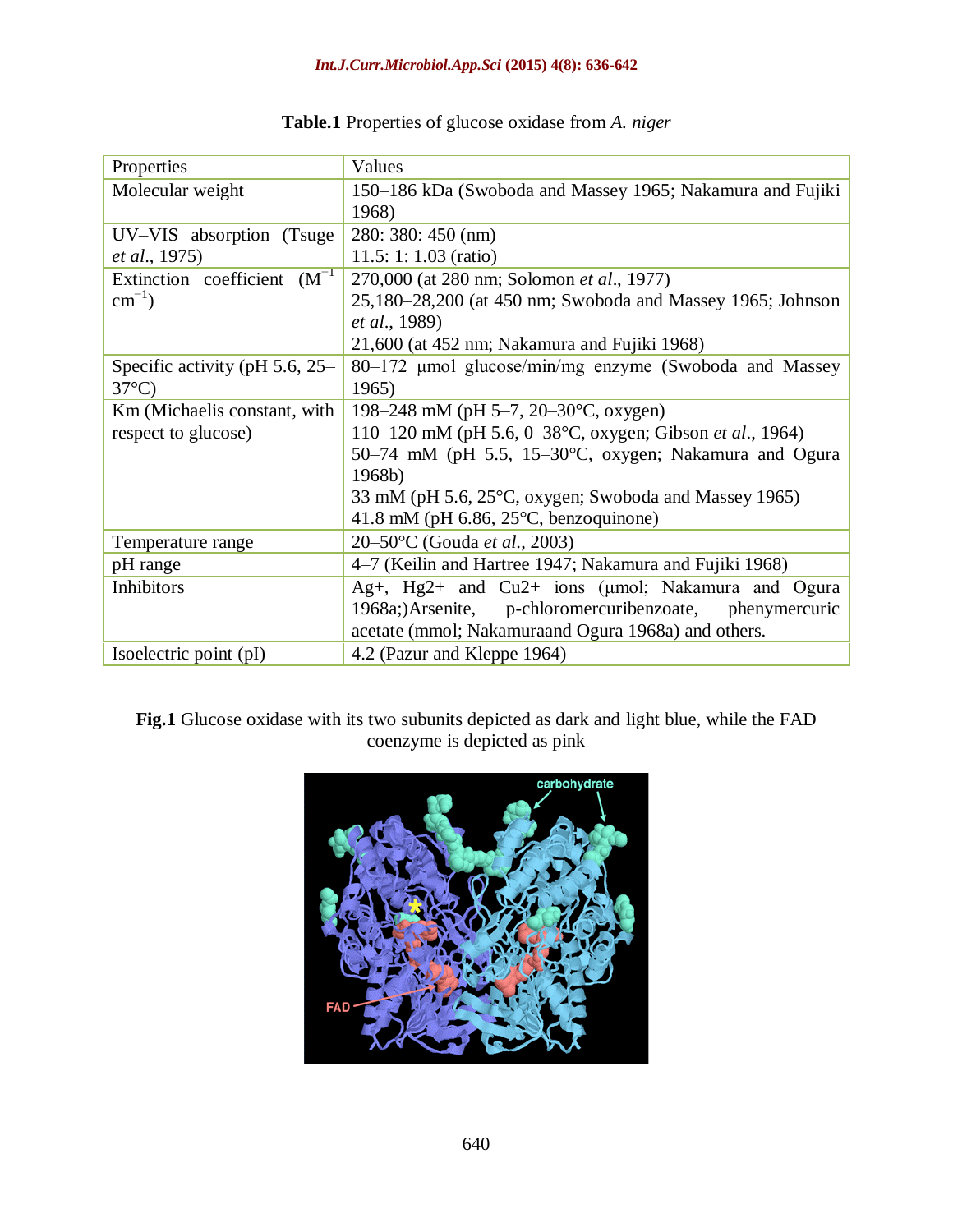**Table.1** Properties of glucose oxidase from *A. niger*

| Properties | Values |
|---|---|
| Molecular weight | 150–186 kDa (Swoboda and Massey 1965; Nakamura and Fujiki 1968) |
| UV–VIS absorption (Tsuge *et al*., 1975) | 280: 380: 450 (nm)<br>11.5: 1: 1.03 (ratio) |
| Extinction coefficient ($M^{-1}$ $cm^{-1}$) | 270,000 (at 280 nm; Solomon *et al*., 1977)<br>25,180–28,200 (at 450 nm; Swoboda and Massey 1965; Johnson *et al*., 1989)<br>21,600 (at 452 nm; Nakamura and Fujiki 1968) |
| Specific activity (pH 5.6, 25–37°C) | 80–172 µmol glucose/min/mg enzyme (Swoboda and Massey 1965) |
| Km (Michaelis constant, with respect to glucose) | 198–248 mM (pH 5–7, 20–30°C, oxygen)<br>110–120 mM (pH 5.6, 0–38°C, oxygen; Gibson *et al*., 1964)<br>50–74 mM (pH 5.5, 15–30°C, oxygen; Nakamura and Ogura 1968b)<br>33 mM (pH 5.6, 25°C, oxygen; Swoboda and Massey 1965)<br>41.8 mM (pH 6.86, 25°C, benzoquinone) |
| Temperature range | 20–50°C (Gouda *et al*., 2003) |
| pH range | 4–7 (Keilin and Hartree 1947; Nakamura and Fujiki 1968) |
| Inhibitors | $Ag^+$, $Hg^{2+}$ and $Cu^{2+}$ ions (µmol; Nakamura and Ogura 1968a;)Arsenite, p-chloromercuribenzoate, phenymercuric acetate (mmol; Nakamuraand Ogura 1968a) and others. |
| Isoelectric point (pI) | 4.2 (Pazur and Kleppe 1964) |

**Fig.1** Glucose oxidase with its two subunits depicted as dark and light blue, while the FAD coenzyme is depicted as pink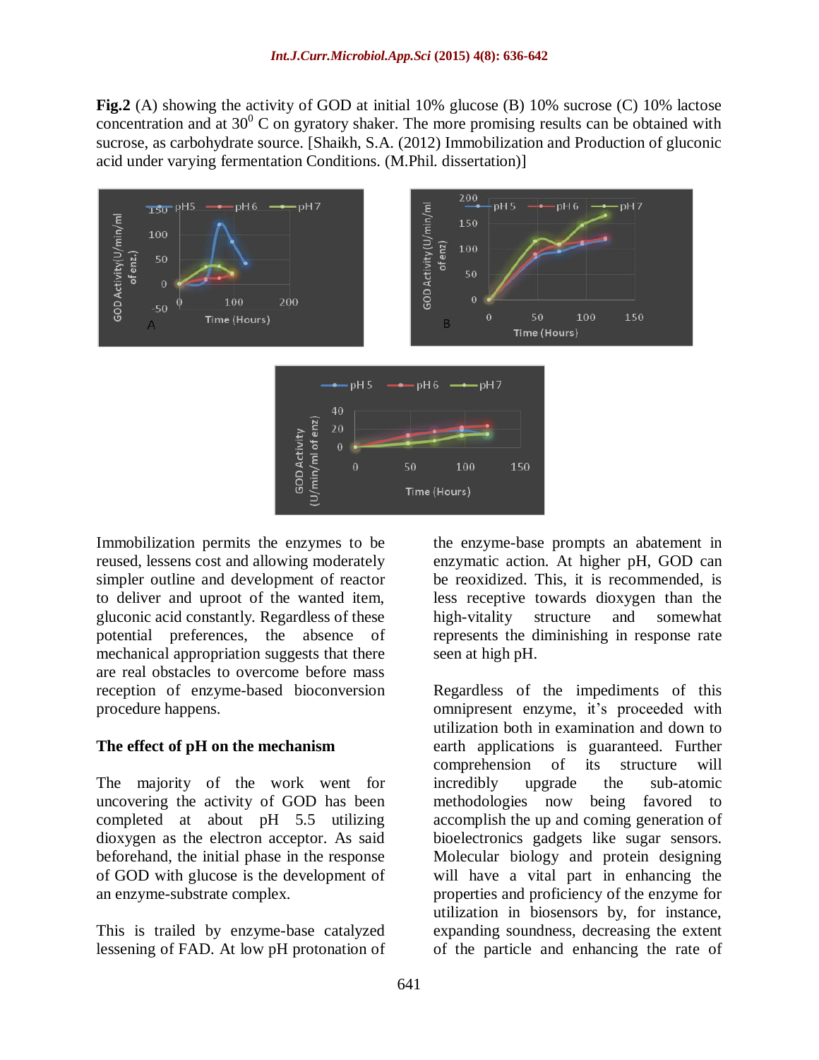**Fig.2** (A) showing the activity of GOD at initial 10% glucose (B) 10% sucrose (C) 10% lactose concentration and at $30^0$ C on gyratory shaker. The more promising results can be obtained with sucrose, as carbohydrate source. [Shaikh, S.A. (2012) Immobilization and Production of gluconic acid under varying fermentation Conditions. (M.Phil. dissertation)]

Immobilization permits the enzymes to be reused, lessens cost and allowing moderately simpler outline and development of reactor to deliver and uproot of the wanted item, gluconic acid constantly. Regardless of these potential preferences, the absence of mechanical appropriation suggests that there are real obstacles to overcome before mass reception of enzyme-based bioconversion procedure happens.

**The effect of pH on the mechanism**

The majority of the work went for uncovering the activity of GOD has been completed at about pH 5.5 utilizing dioxygen as the electron acceptor. As said beforehand, the initial phase in the response of GOD with glucose is the development of an enzyme-substrate complex.

This is trailed by enzyme-base catalyzed lessening of FAD. At low pH protonation of the enzyme-base prompts an abatement in enzymatic action. At higher pH, GOD can be reoxidized. This, it is recommended, is less receptive towards dioxygen than the high-vitality structure and somewhat represents the diminishing in response rate seen at high pH.

Regardless of the impediments of this omnipresent enzyme, it's proceeded with utilization both in examination and down to earth applications is guaranteed. Further comprehension of its structure will incredibly upgrade the sub-atomic methodologies now being favored to accomplish the up and coming generation of bioelectronics gadgets like sugar sensors. Molecular biology and protein designing will have a vital part in enhancing the properties and proficiency of the enzyme for utilization in biosensors by, for instance, expanding soundness, decreasing the extent of the particle and enhancing the rate of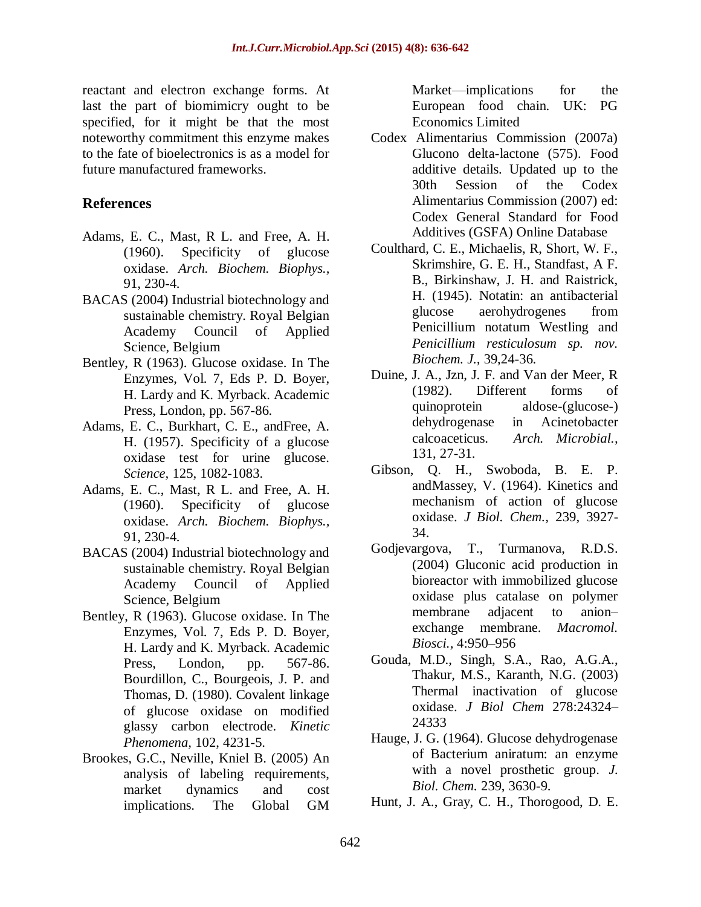reactant and electron exchange forms. At last the part of biomimicry ought to be specified, for it might be that the most noteworthy commitment this enzyme makes to the fate of bioelectronics is as a model for future manufactured frameworks.

## References

Adams, E. C., Mast, R L. and Free, A. H. (1960). Specificity of glucose oxidase. *Arch. Biochem. Biophys.*, 91, 230-4.

BACAS (2004) Industrial biotechnology and sustainable chemistry. Royal Belgian Academy Council of Applied Science, Belgium

Bentley, R (1963). Glucose oxidase. In The Enzymes, Vol. 7, Eds P. D. Boyer, H. Lardy and K. Myrback. Academic Press, London, pp. 567-86.

Adams, E. C., Burkhart, C. E., andFree, A. H. (1957). Specificity of a glucose oxidase test for urine glucose. *Science,* 125, 1082-1083.

Adams, E. C., Mast, R L. and Free, A. H. (1960). Specificity of glucose oxidase. *Arch. Biochem. Biophys.*, 91, 230-4.

BACAS (2004) Industrial biotechnology and sustainable chemistry. Royal Belgian Academy Council of Applied Science, Belgium

Bentley, R (1963). Glucose oxidase. In The Enzymes, Vol. 7, Eds P. D. Boyer, H. Lardy and K. Myrback. Academic Press, London, pp. 567-86. Bourdillon, C., Bourgeois, J. P. and Thomas, D. (1980). Covalent linkage of glucose oxidase on modified glassy carbon electrode. *Kinetic Phenomena,* 102, 4231-5.

Brookes, G.C., Neville, Kniel B. (2005) An analysis of labeling requirements, market dynamics and cost implications. The Global GM Market—implications for the European food chain. UK: PG Economics Limited

Codex Alimentarius Commission (2007a) Glucono delta-lactone (575). Food additive details. Updated up to the 30th Session of the Codex Alimentarius Commission (2007) ed: Codex General Standard for Food Additives (GSFA) Online Database

Coulthard, C. E., Michaelis, R, Short, W. F., Skrimshire, G. E. H., Standfast, A F. B., Birkinshaw, J. H. and Raistrick, H. (1945). Notatin: an antibacterial glucose aerohydrogenes from Penicillium notatum Westling and *Penicillium resticulosum sp. nov. Biochem. J.*, 39,24-36.

Duine, J. A., Jzn, J. F. and Van der Meer, R (1982). Different forms of quinoprotein aldose-(glucose-) dehydrogenase in Acinetobacter calcoaceticus. *Arch. Microbial.*, 131, 27-31.

Gibson, Q. H., Swoboda, B. E. P. andMassey, V. (1964). Kinetics and mechanism of action of glucose oxidase. *J Biol. Chem.,* 239, 3927-34.

Godjevargova, T., Turmanova, R.D.S. (2004) Gluconic acid production in bioreactor with immobilized glucose oxidase plus catalase on polymer membrane adjacent to anion–exchange membrane. *Macromol. Biosci.*, 4:950–956

Gouda, M.D., Singh, S.A., Rao, A.G.A., Thakur, M.S., Karanth, N.G. (2003) Thermal inactivation of glucose oxidase. *J Biol Chem* 278:24324–24333

Hauge, J. G. (1964). Glucose dehydrogenase of Bacterium aniratum: an enzyme with a novel prosthetic group. *J. Biol. Chem.* 239, 3630-9.

Hunt, J. A., Gray, C. H., Thorogood, D. E.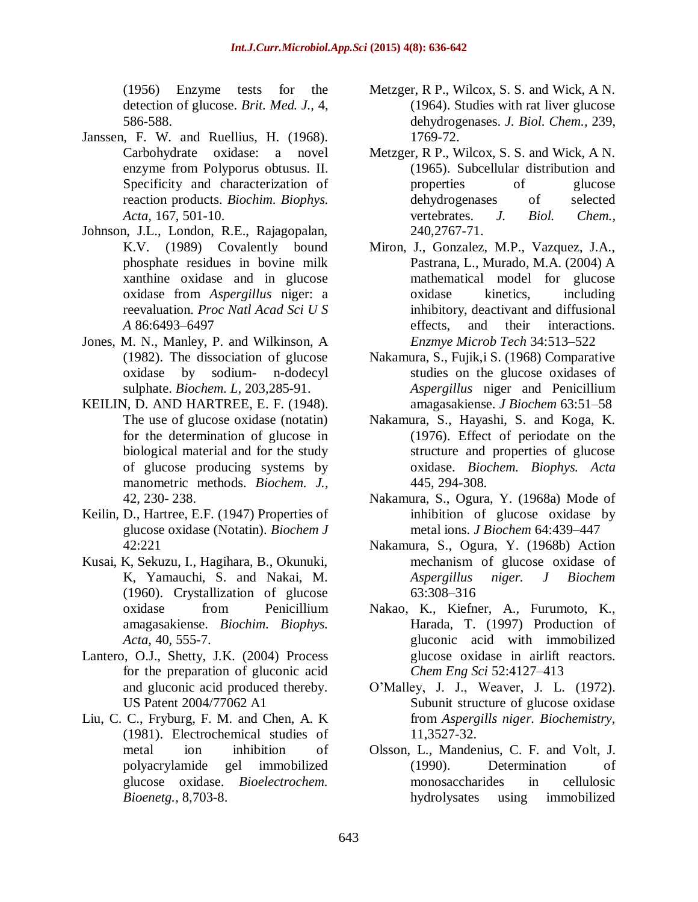(1956) Enzyme tests for the detection of glucose. *Brit. Med. J.,* 4, 586-588.

Janssen, F. W. and Ruellius, H. (1968). Carbohydrate oxidase: a novel enzyme from Polyporus obtusus. II. Specificity and characterization of reaction products. *Biochim. Biophys. Acta*, 167, 501-10.

Johnson, J.L., London, R.E., Rajagopalan, K.V. (1989) Covalently bound phosphate residues in bovine milk xanthine oxidase and in glucose oxidase from *Aspergillus* niger: a reevaluation. *Proc Natl Acad Sci U S A* 86:6493–6497

Jones, M. N., Manley, P. and Wilkinson, A (1982). The dissociation of glucose oxidase by sodium- n-dodecyl sulphate. *Biochem. L,* 203,285-91.

KEILIN, D. AND HARTREE, E. F. (1948). The use of glucose oxidase (notatin) for the determination of glucose in biological material and for the study of glucose producing systems by manometric methods. *Biochem. J.,* 42, 230- 238.

Keilin, D., Hartree, E.F. (1947) Properties of glucose oxidase (Notatin). *Biochem J* 42:221

Kusai, K, Sekuzu, I., Hagihara, B., Okunuki, K, Yamauchi, S. and Nakai, M. (1960). Crystallization of glucose oxidase from Penicillium amagasakiense. *Biochim. Biophys. Acta,* 40, 555-7.

Lantero, O.J., Shetty, J.K. (2004) Process for the preparation of gluconic acid and gluconic acid produced thereby. US Patent 2004/77062 A1

Liu, C. C., Fryburg, F. M. and Chen, A. K (1981). Electrochemical studies of metal ion inhibition of polyacrylamide gel immobilized glucose oxidase. *Bioelectrochem. Bioenetg.,* 8,703-8.

Metzger, R P., Wilcox, S. S. and Wick, A N. (1964). Studies with rat liver glucose dehydrogenases. *J. Biol. Chem.,* 239, 1769-72.

Metzger, R P., Wilcox, S. S. and Wick, A N. (1965). Subcellular distribution and properties of glucose dehydrogenases of selected vertebrates. *J. Biol. Chem.,* 240,2767-71.

Miron, J., Gonzalez, M.P., Vazquez, J.A., Pastrana, L., Murado, M.A. (2004) A mathematical model for glucose oxidase kinetics, including inhibitory, deactivant and diffusional effects, and their interactions. *Enzmye Microb Tech* 34:513–522

Nakamura, S., Fujik,i S. (1968) Comparative studies on the glucose oxidases of *Aspergillus* niger and Penicillium amagasakiense. *J Biochem* 63:51–58

Nakamura, S., Hayashi, S. and Koga, K. (1976). Effect of periodate on the structure and properties of glucose oxidase. *Biochem. Biophys. Acta* 445, 294-308.

Nakamura, S., Ogura, Y. (1968a) Mode of inhibition of glucose oxidase by metal ions. *J Biochem* 64:439–447

Nakamura, S., Ogura, Y. (1968b) Action mechanism of glucose oxidase of *Aspergillus niger. J Biochem* 63:308–316

Nakao, K., Kiefner, A., Furumoto, K., Harada, T. (1997) Production of gluconic acid with immobilized glucose oxidase in airlift reactors. *Chem Eng Sci* 52:4127–413

O'Malley, J. J., Weaver, J. L. (1972). Subunit structure of glucose oxidase from *Aspergills niger. Biochemistry,* 11,3527-32.

Olsson, L., Mandenius, C. F. and Volt, J. (1990). Determination of monosaccharides in cellulosic hydrolysates using immobilized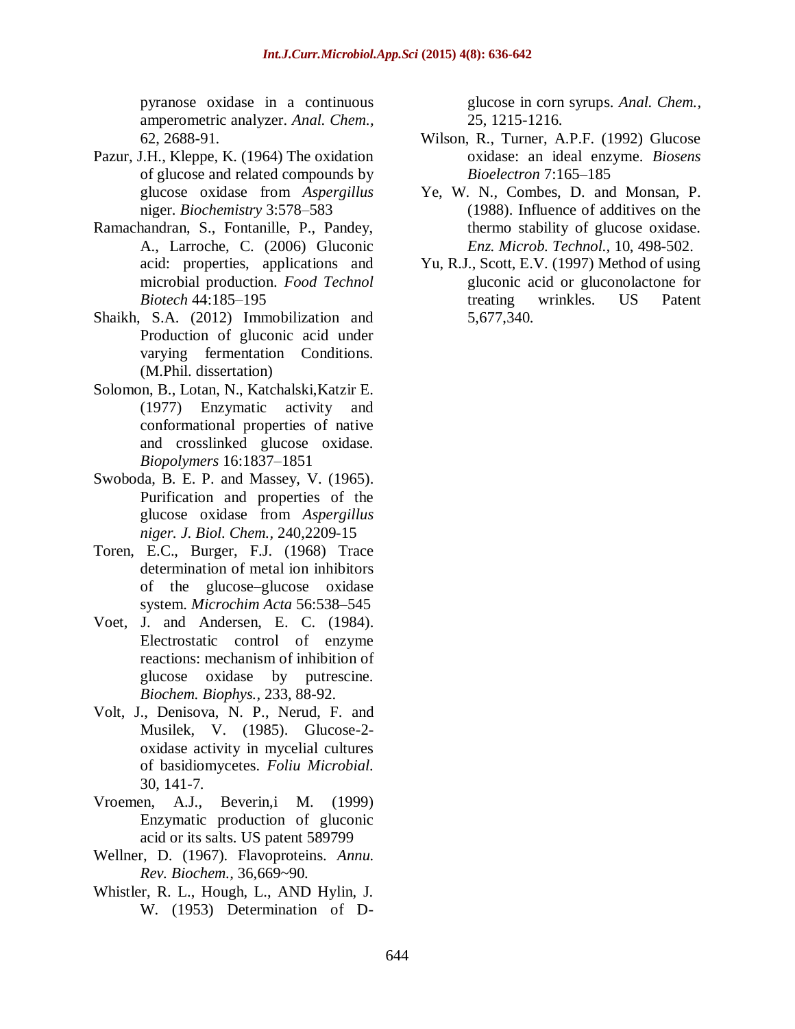pyranose oxidase in a continuous amperometric analyzer. *Anal. Chem.,* 62, 2688-91.

Pazur, J.H., Kleppe, K. (1964) The oxidation of glucose and related compounds by glucose oxidase from *Aspergillus* niger. *Biochemistry* 3:578–583

Ramachandran, S., Fontanille, P., Pandey, A., Larroche, C. (2006) Gluconic acid: properties, applications and microbial production. *Food Technol Biotech* 44:185–195

Shaikh, S.A. (2012) Immobilization and Production of gluconic acid under varying fermentation Conditions. (M.Phil. dissertation)

Solomon, B., Lotan, N., Katchalski,Katzir E. (1977) Enzymatic activity and conformational properties of native and crosslinked glucose oxidase. *Biopolymers* 16:1837–1851

Swoboda, B. E. P. and Massey, V. (1965). Purification and properties of the glucose oxidase from *Aspergillus niger. J. Biol. Chem.*, 240,2209-15

Toren, E.C., Burger, F.J. (1968) Trace determination of metal ion inhibitors of the glucose–glucose oxidase system. *Microchim Acta* 56:538–545

Voet, J. and Andersen, E. C. (1984). Electrostatic control of enzyme reactions: mechanism of inhibition of glucose oxidase by putrescine. *Biochem. Biophys.,* 233, 88-92.

Volt, J., Denisova, N. P., Nerud, F. and Musilek, V. (1985). Glucose-2-oxidase activity in mycelial cultures of basidiomycetes. *Foliu Microbial.* 30, 141-7.

Vroemen, A.J., Beverin,i M. (1999) Enzymatic production of gluconic acid or its salts. US patent 589799

Wellner, D. (1967). Flavoproteins. *Annu. Rev. Biochem.,* 36,669~90.

Whistler, R. L., Hough, L., AND Hylin, J. W. (1953) Determination of D-glucose in corn syrups. *Anal. Chem.,* 25, 1215-1216.

Wilson, R., Turner, A.P.F. (1992) Glucose oxidase: an ideal enzyme. *Biosens Bioelectron* 7:165–185

Ye, W. N., Combes, D. and Monsan, P. (1988). Influence of additives on the thermo stability of glucose oxidase. *Enz. Microb. Technol.,* 10, 498-502.

Yu, R.J., Scott, E.V. (1997) Method of using gluconic acid or gluconolactone for treating wrinkles. US Patent 5,677,340.